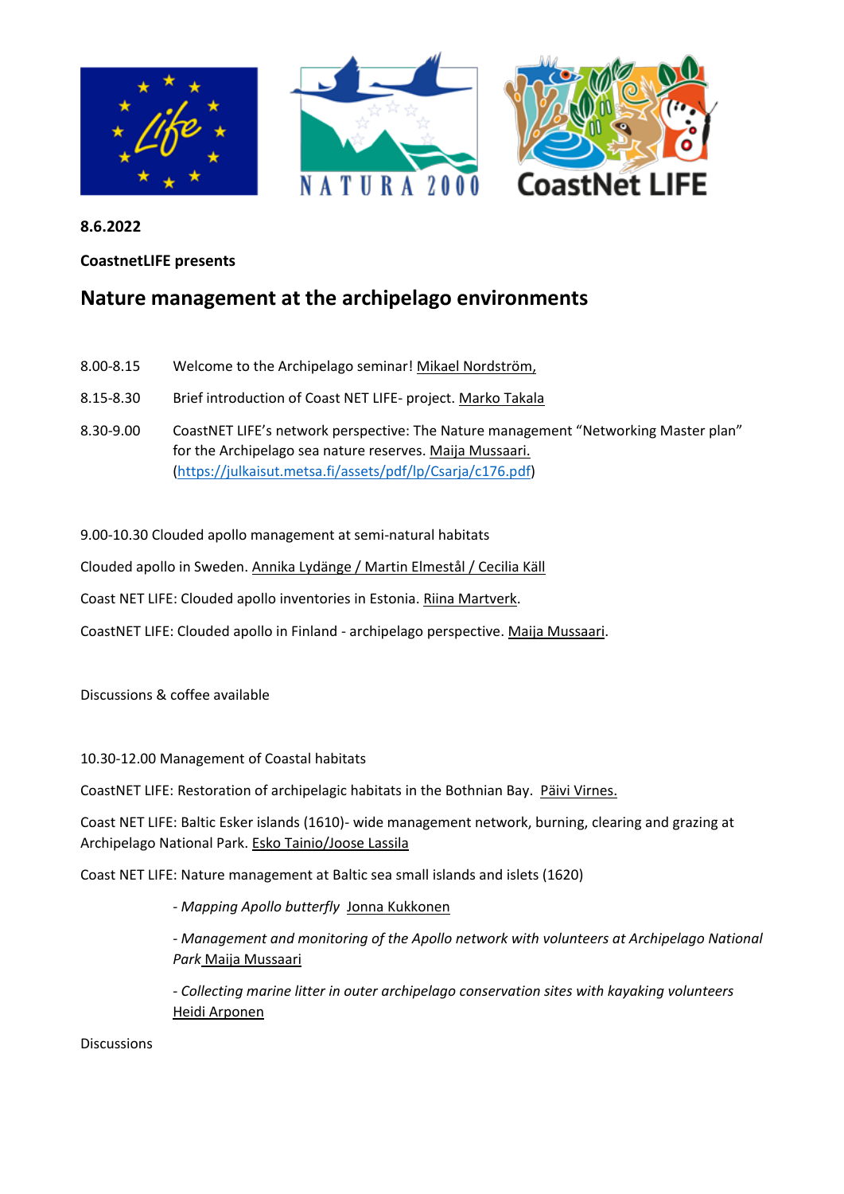**8.6.2022**

**CoastnetLIFE presents**

# Nature management at the archipelago environments

8.00-8.15 Welcome to the Archipelago seminar! Mikael Nordström,

8.15-8.30 Brief introduction of Coast NET LIFE- project. Marko Takala

8.30-9.00 CoastNET LIFE's network perspective: The Nature management "Networking Master plan" for the Archipelago sea nature reserves. Maija Mussaari. (https://julkaisut.metsa.fi/assets/pdf/lp/Csarja/c176.pdf)

9.00-10.30 Clouded apollo management at semi-natural habitats

Clouded apollo in Sweden. Annika Lydänge / Martin Elmestål / Cecilia Käll

Coast NET LIFE: Clouded apollo inventories in Estonia. Riina Martverk.

CoastNET LIFE: Clouded apollo in Finland - archipelago perspective. Maija Mussaari.

Discussions & coffee available

10.30-12.00 Management of Coastal habitats

CoastNET LIFE: Restoration of archipelagic habitats in the Bothnian Bay. Päivi Virnes.

Coast NET LIFE: Baltic Esker islands (1610)- wide management network, burning, clearing and grazing at Archipelago National Park. Esko Tainio/Joose Lassila

Coast NET LIFE: Nature management at Baltic sea small islands and islets (1620)

- *Mapping Apollo butterfly* Jonna Kukkonen

- *Management and monitoring of the Apollo network with volunteers at Archipelago National Park* Maija Mussaari

- *Collecting marine litter in outer archipelago conservation sites with kayaking volunteers* Heidi Arponen

Discussions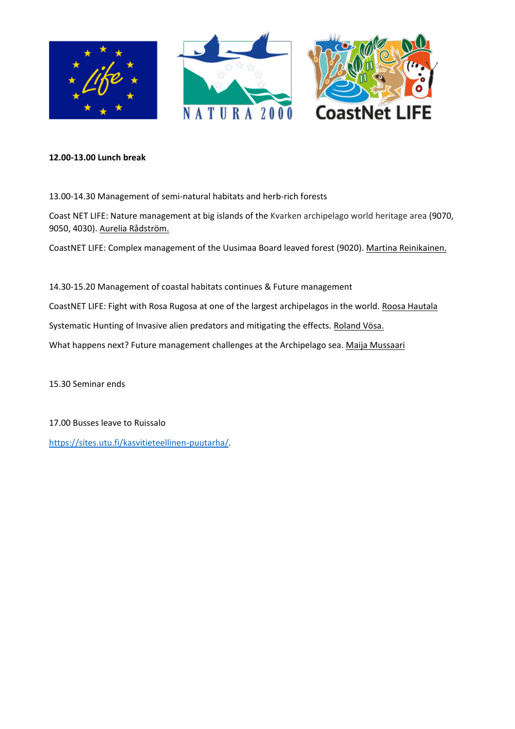**12.00-13.00 Lunch break**

13.00-14.30 Management of semi-natural habitats and herb-rich forests

Coast NET LIFE: Nature management at big islands of the Kvarken archipelago world heritage area (9070, 9050, 4030). Aurelia Rådström.

CoastNET LIFE: Complex management of the Uusimaa Board leaved forest (9020). Martina Reinikainen.

14.30-15.20 Management of coastal habitats continues & Future management

CoastNET LIFE: Fight with Rosa Rugosa at one of the largest archipelagos in the world. Roosa Hautala

Systematic Hunting of Invasive alien predators and mitigating the effects. Roland Vösa.

What happens next? Future management challenges at the Archipelago sea. Maija Mussaari

15.30 Seminar ends

17.00 Busses leave to Ruissalo

https://sites.utu.fi/kasvitieteellinen-puutarha/.